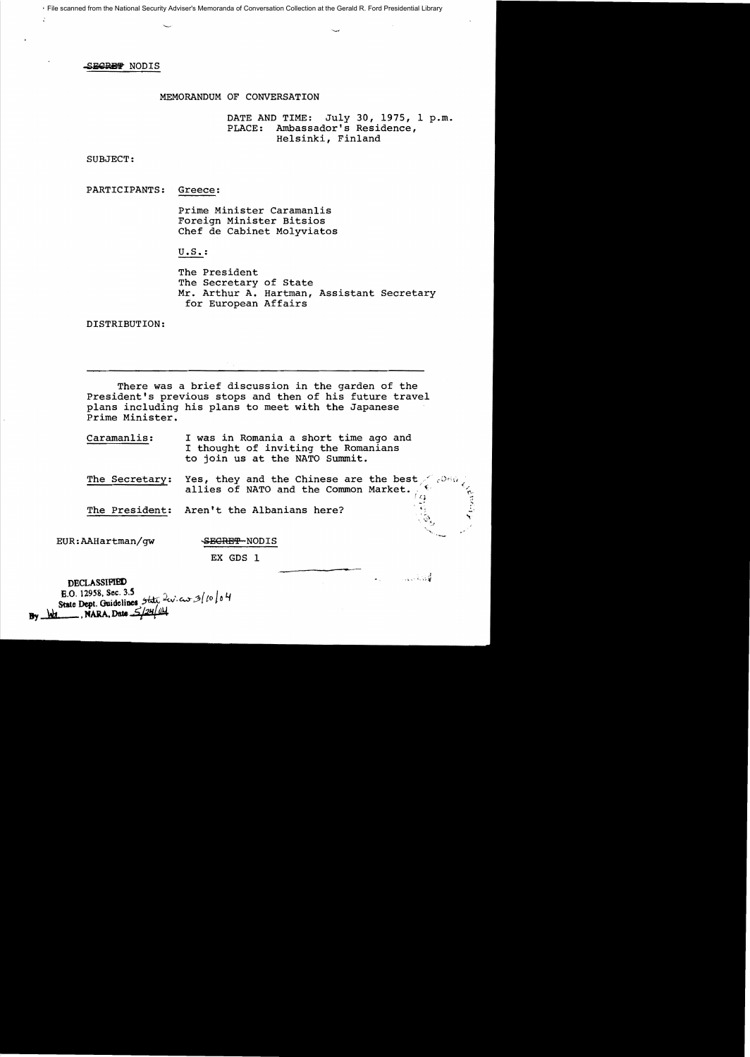SECRET NODIS

MEMORANDUM OF CONVERSATION

DATE AND TIME: July 30, 1975, 1 p.m.
PLACE: Ambassador's Residence, Helsinki, Finland

SUBJECT:

PARTICIPANTS: Greece:

Prime Minister Caramanlis
Foreign Minister Bitsios
Chef de Cabinet Molyviatos

U.S.:

The President
The Secretary of State
Mr. Arthur A. Hartman, Assistant Secretary for European Affairs

DISTRIBUTION:

---

There was a brief discussion in the garden of the President's previous stops and then of his future travel plans including his plans to meet with the Japanese Prime Minister.

Caramanlis: I was in Romania a short time ago and I thought of inviting the Romanians to join us at the NATO Summit.

The Secretary: Yes, they and the Chinese are the best allies of NATO and the Common Market.

The President: Aren't the Albanians here?

EUR:AAHartman/gw

SECRET-NODIS

EX GDS 1

DECLASSIFIED
E.O. 12958, Sec. 3.5
State Dept. Guidelines State Rev. ew 3/10/04
By ___, NARA, Date 5/24/04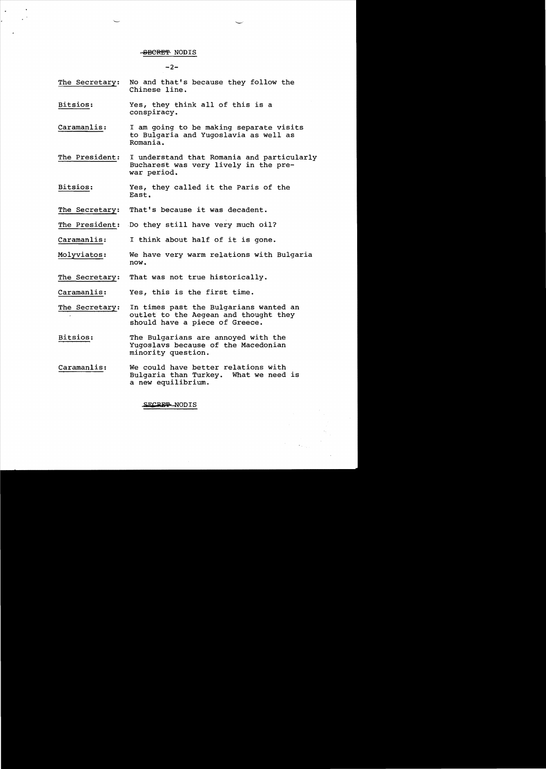SECRET NODIS

The Secretary: No and that's because they follow the Chinese line.

Bitsios: Yes, they think all of this is a conspiracy.

Caramanlis: I am going to be making separate visits to Bulgaria and Yugoslavia as well as Romania.

The President: I understand that Romania and particularly Bucharest was very lively in the pre-war period.

Bitsios: Yes, they called it the Paris of the East.

The Secretary: That's because it was decadent.

The President: Do they still have very much oil?

Caramanlis: I think about half of it is gone.

Molyviatos: We have very warm relations with Bulgaria now.

The Secretary: That was not true historically.

Caramanlis: Yes, this is the first time.

The Secretary: In times past the Bulgarians wanted an outlet to the Aegean and thought they should have a piece of Greece.

Bitsios: The Bulgarians are annoyed with the Yugoslavs because of the Macedonian minority question.

Caramanlis: We could have better relations with Bulgaria than Turkey. What we need is a new equilibrium.

SECRET NODIS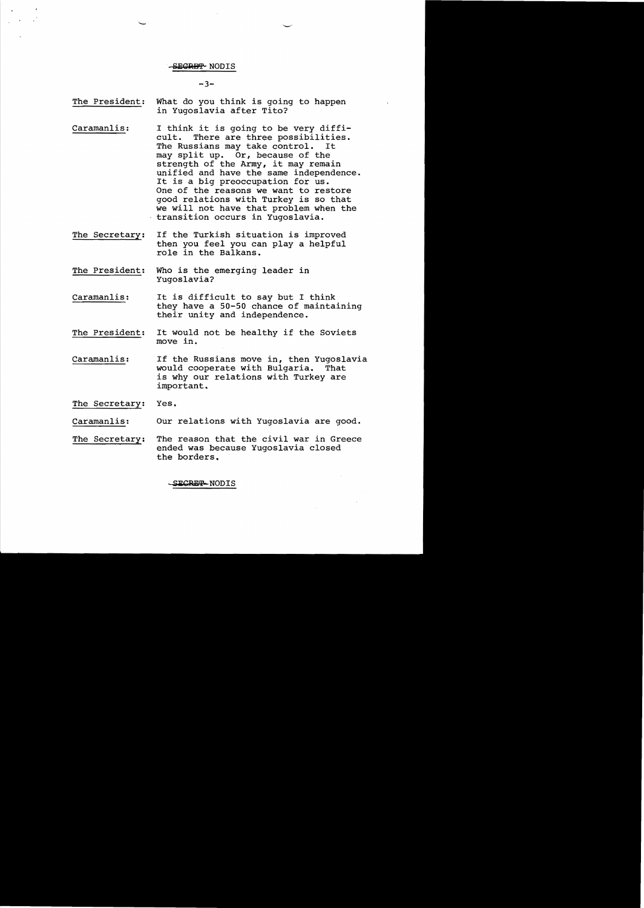The President: What do you think is going to happen in Yugoslavia after Tito?

Caramanlis: I think it is going to be very difficult. There are three possibilities. The Russians may take control. It may split up. Or, because of the strength of the Army, it may remain unified and have the same independence. It is a big preoccupation for us. One of the reasons we want to restore good relations with Turkey is so that we will not have that problem when the transition occurs in Yugoslavia.

The Secretary: If the Turkish situation is improved then you feel you can play a helpful role in the Balkans.

The President: Who is the emerging leader in Yugoslavia?

Caramanlis: It is difficult to say but I think they have a 50-50 chance of maintaining their unity and independence.

The President: It would not be healthy if the Soviets move in.

Caramanlis: If the Russians move in, then Yugoslavia would cooperate with Bulgaria. That is why our relations with Turkey are important.

The Secretary: Yes.

Caramanlis: Our relations with Yugoslavia are good.

The Secretary: The reason that the civil war in Greece ended was because Yugoslavia closed the borders.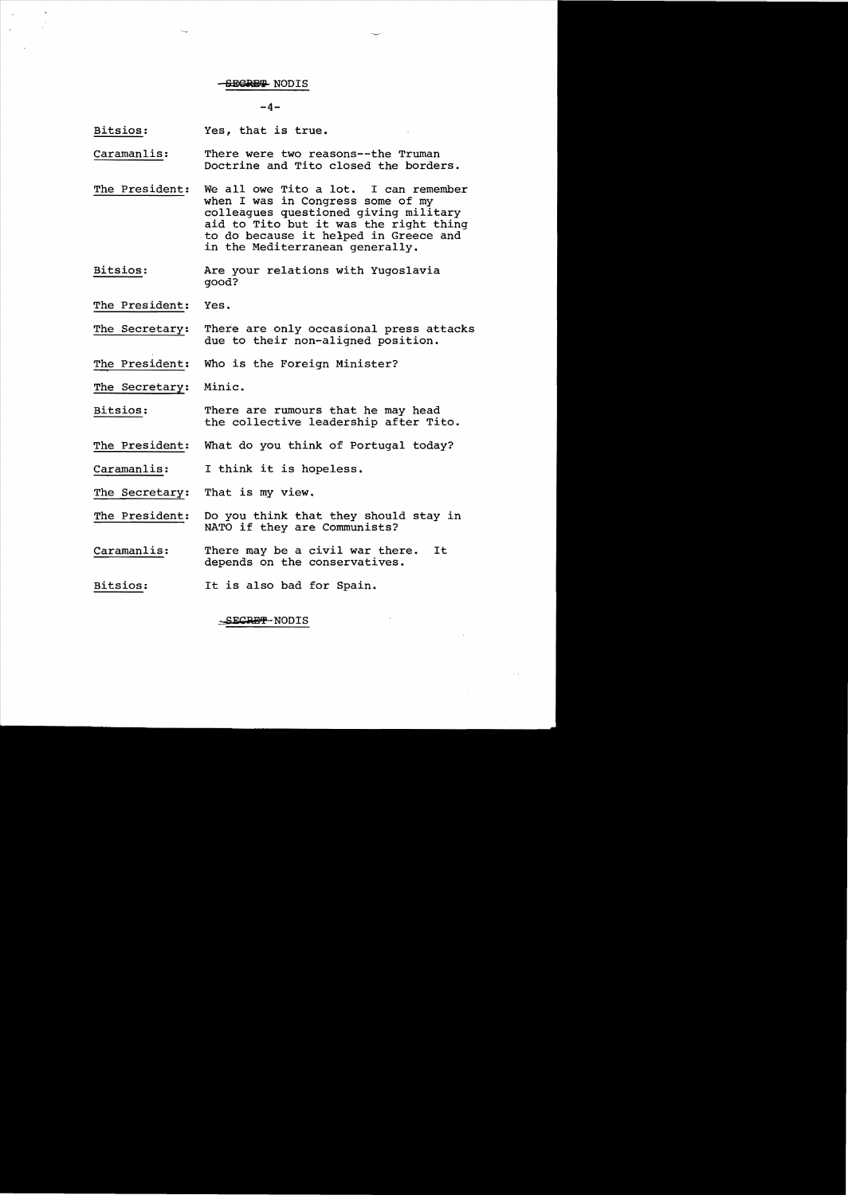SECRET NODIS

Bitsios: Yes, that is true.

Caramanlis: There were two reasons--the Truman Doctrine and Tito closed the borders.

The President: We all owe Tito a lot. I can remember when I was in Congress some of my colleagues questioned giving military aid to Tito but it was the right thing to do because it helped in Greece and in the Mediterranean generally.

Bitsios: Are your relations with Yugoslavia good?

The President: Yes.

The Secretary: There are only occasional press attacks due to their non-aligned position.

The President: Who is the Foreign Minister?

The Secretary: Minic.

Bitsios: There are rumours that he may head the collective leadership after Tito.

The President: What do you think of Portugal today?

Caramanlis: I think it is hopeless.

The Secretary: That is my view.

The President: Do you think that they should stay in NATO if they are Communists?

Caramanlis: There may be a civil war there. It depends on the conservatives.

Bitsios: It is also bad for Spain.

SECRET NODIS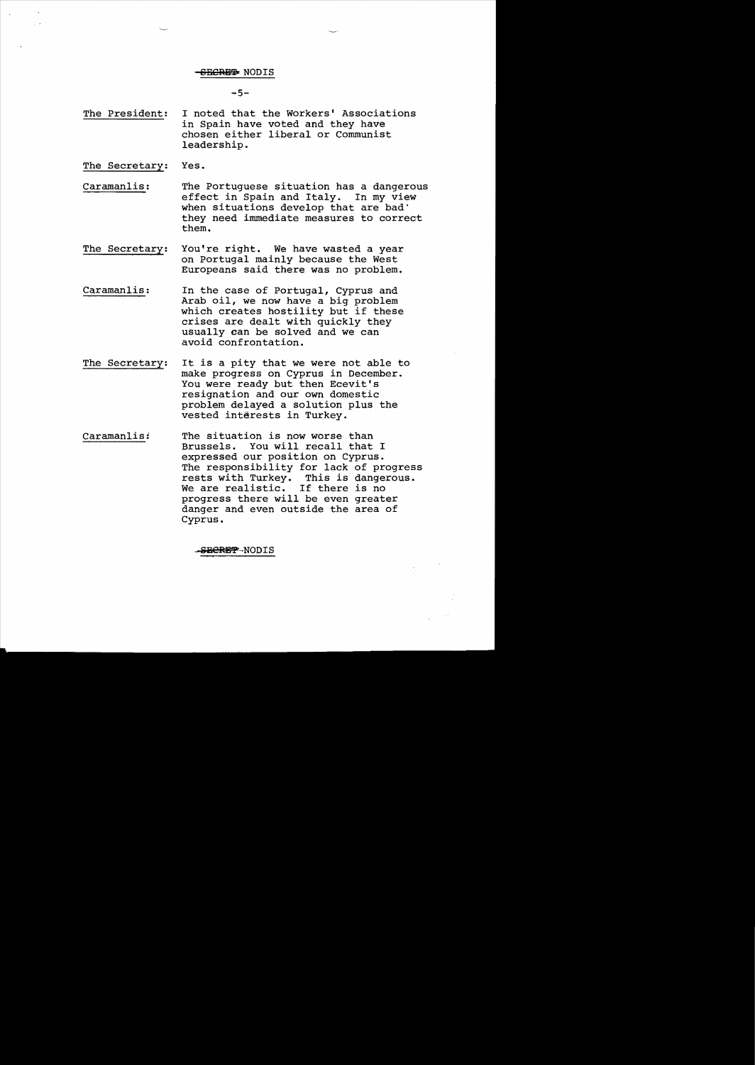**The President:** I noted that the Workers' Associations in Spain have voted and they have chosen either liberal or Communist leadership.

**The Secretary:** Yes.

**Caramanlis:** The Portuguese situation has a dangerous effect in Spain and Italy. In my view when situations develop that are bad they need immediate measures to correct them.

**The Secretary:** You're right. We have wasted a year on Portugal mainly because the West Europeans said there was no problem.

**Caramanlis:** In the case of Portugal, Cyprus and Arab oil, we now have a big problem which creates hostility but if these crises are dealt with quickly they usually can be solved and we can avoid confrontation.

**The Secretary:** It is a pity that we were not able to make progress on Cyprus in December. You were ready but then Ecevit's resignation and our own domestic problem delayed a solution plus the vested interests in Turkey.

**Caramanlis:** The situation is now worse than Brussels. You will recall that I expressed our position on Cyprus. The responsibility for lack of progress rests with Turkey. This is dangerous. We are realistic. If there is no progress there will be even greater danger and even outside the area of Cyprus.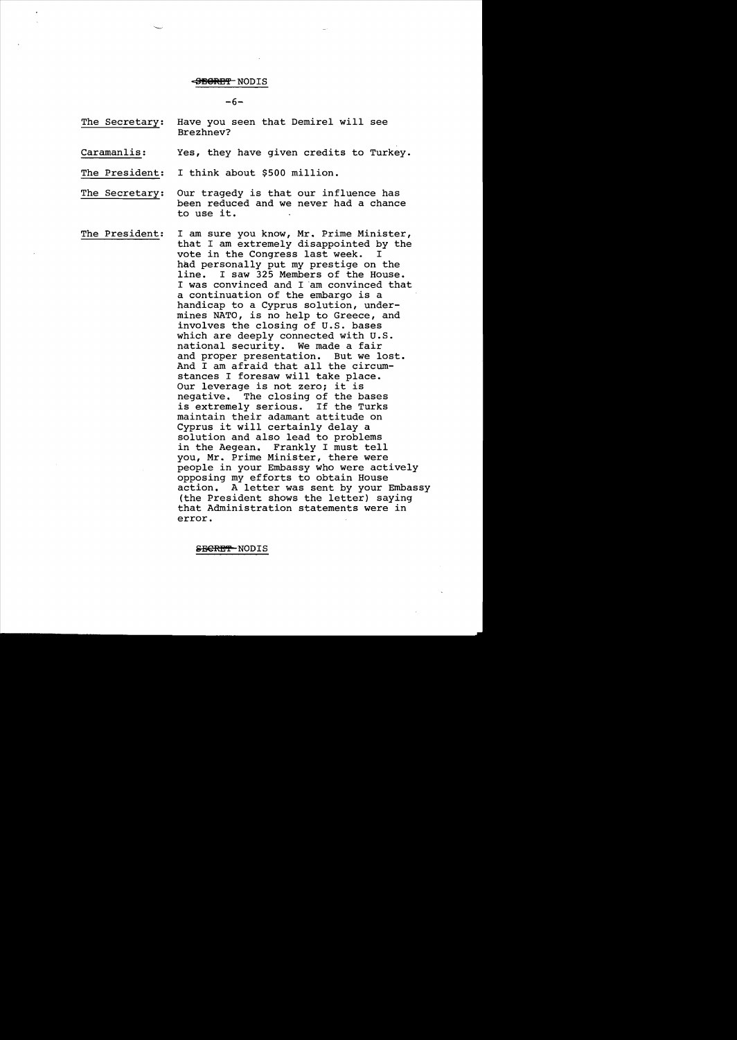**The Secretary:** Have you seen that Demirel will see Brezhnev?

**Caramanlis:** Yes, they have given credits to Turkey.

**The President:** I think about $500 million.

**The Secretary:** Our tragedy is that our influence has been reduced and we never had a chance to use it.

**The President:** I am sure you know, Mr. Prime Minister, that I am extremely disappointed by the vote in the Congress last week. I had personally put my prestige on the line. I saw 325 Members of the House. I was convinced and I am convinced that a continuation of the embargo is a handicap to a Cyprus solution, undermines NATO, is no help to Greece, and involves the closing of U.S. bases which are deeply connected with U.S. national security. We made a fair and proper presentation. But we lost. And I am afraid that all the circumstances I foresaw will take place. Our leverage is not zero; it is negative. The closing of the bases is extremely serious. If the Turks maintain their adamant attitude on Cyprus it will certainly delay a solution and also lead to problems in the Aegean. Frankly I must tell you, Mr. Prime Minister, there were people in your Embassy who were actively opposing my efforts to obtain House action. A letter was sent by your Embassy (the President shows the letter) saying that Administration statements were in error.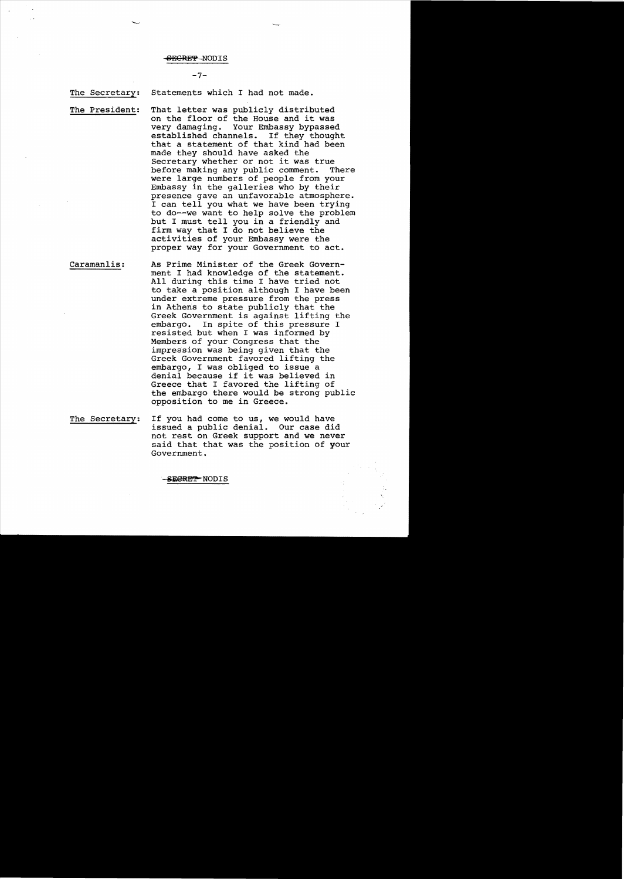SECRET NODIS

The Secretary: Statements which I had not made.

The President: That letter was publicly distributed on the floor of the House and it was very damaging. Your Embassy bypassed established channels. If they thought that a statement of that kind had been made they should have asked the Secretary whether or not it was true before making any public comment. There were large numbers of people from your Embassy in the galleries who by their presence gave an unfavorable atmosphere. I can tell you what we have been trying to do--we want to help solve the problem but I must tell you in a friendly and firm way that I do not believe the activities of your Embassy were the proper way for your Government to act.

Caramanlis: As Prime Minister of the Greek Government I had knowledge of the statement. All during this time I have tried not to take a position although I have been under extreme pressure from the press in Athens to state publicly that the Greek Government is against lifting the embargo. In spite of this pressure I resisted but when I was informed by Members of your Congress that the impression was being given that the Greek Government favored lifting the embargo, I was obliged to issue a denial because if it was believed in Greece that I favored the lifting of the embargo there would be strong public opposition to me in Greece.

The Secretary: If you had come to us, we would have issued a public denial. Our case did not rest on Greek support and we never said that that was the position of your Government.

SECRET NODIS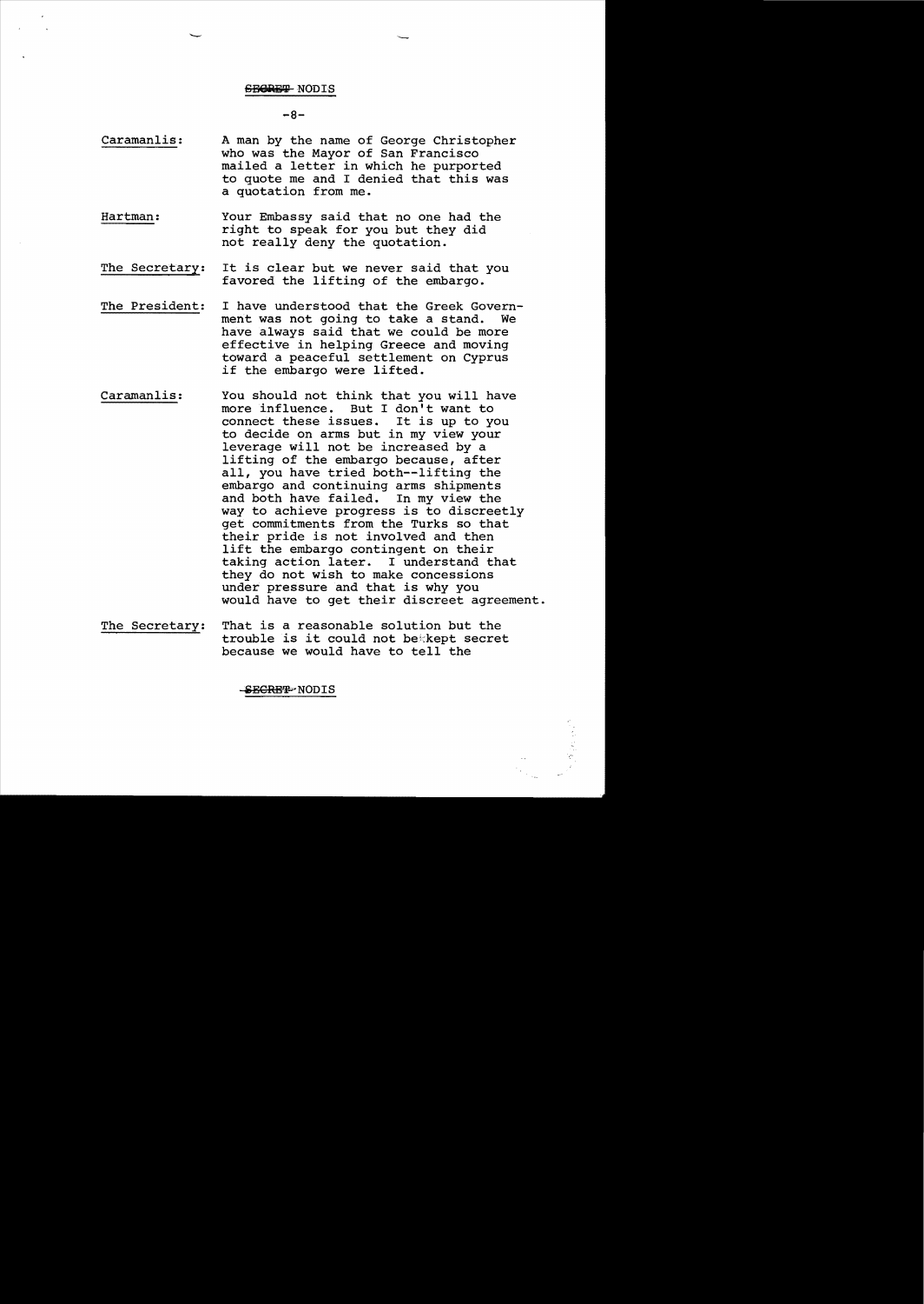SECRET NODIS

**Caramanlis:** A man by the name of George Christopher who was the Mayor of San Francisco mailed a letter in which he purported to quote me and I denied that this was a quotation from me.

**Hartman:** Your Embassy said that no one had the right to speak for you but they did not really deny the quotation.

**The Secretary:** It is clear but we never said that you favored the lifting of the embargo.

**The President:** I have understood that the Greek Government was not going to take a stand. We have always said that we could be more effective in helping Greece and moving toward a peaceful settlement on Cyprus if the embargo were lifted.

**Caramanlis:** You should not think that you will have more influence. But I don't want to connect these issues. It is up to you to decide on arms but in my view your leverage will not be increased by a lifting of the embargo because, after all, you have tried both--lifting the embargo and continuing arms shipments and both have failed. In my view the way to achieve progress is to discreetly get commitments from the Turks so that their pride is not involved and then lift the embargo contingent on their taking action later. I understand that they do not wish to make concessions under pressure and that is why you would have to get their discreet agreement.

**The Secretary:** That is a reasonable solution but the trouble is it could not be kept secret because we would have to tell the

SECRET NODIS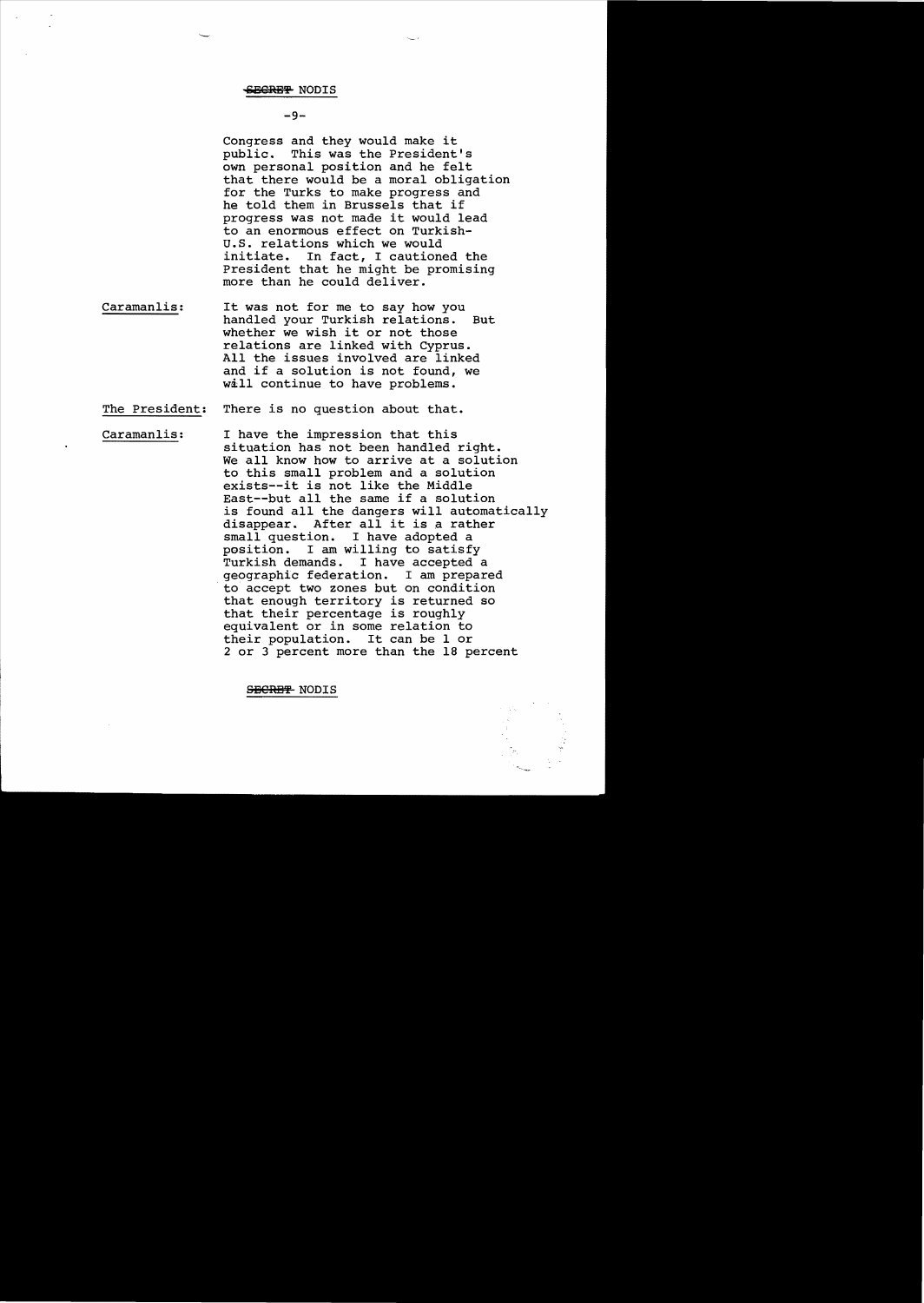SECRET NODIS

Congress and they would make it public. This was the President's own personal position and he felt that there would be a moral obligation for the Turks to make progress and he told them in Brussels that if progress was not made it would lead to an enormous effect on Turkish-U.S. relations which we would initiate. In fact, I cautioned the President that he might be promising more than he could deliver.

Caramanlis: It was not for me to say how you handled your Turkish relations. But whether we wish it or not those relations are linked with Cyprus. All the issues involved are linked and if a solution is not found, we will continue to have problems.

The President: There is no question about that.

Caramanlis: I have the impression that this situation has not been handled right. We all know how to arrive at a solution to this small problem and a solution exists--it is not like the Middle East--but all the same if a solution is found all the dangers will automatically disappear. After all it is a rather small question. I have adopted a position. I am willing to satisfy Turkish demands. I have accepted a geographic federation. I am prepared to accept two zones but on condition that enough territory is returned so that their percentage is roughly equivalent or in some relation to their population. It can be 1 or 2 or 3 percent more than the 18 percent

SECRET NODIS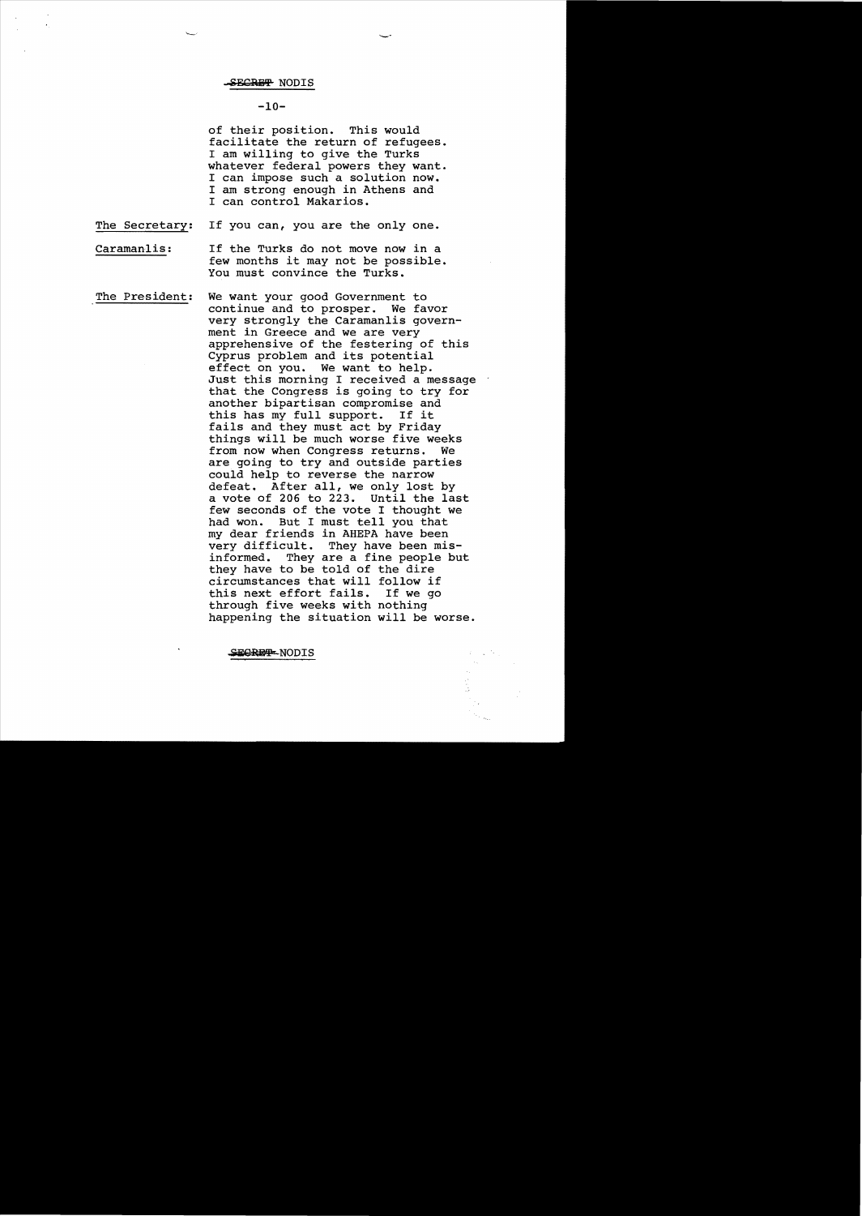of their position. This would facilitate the return of refugees. I am willing to give the Turks whatever federal powers they want. I can impose such a solution now. I am strong enough in Athens and I can control Makarios.

The Secretary: If you can, you are the only one.

Caramanlis: If the Turks do not move now in a few months it may not be possible. You must convince the Turks.

The President: We want your good Government to continue and to prosper. We favor very strongly the Caramanlis government in Greece and we are very apprehensive of the festering of this Cyprus problem and its potential effect on you. We want to help. Just this morning I received a message that the Congress is going to try for another bipartisan compromise and this has my full support. If it fails and they must act by Friday things will be much worse five weeks from now when Congress returns. We are going to try and outside parties could help to reverse the narrow defeat. After all, we only lost by a vote of 206 to 223. Until the last few seconds of the vote I thought we had won. But I must tell you that my dear friends in AHEPA have been very difficult. They have been misinformed. They are a fine people but they have to be told of the dire circumstances that will follow if this next effort fails. If we go through five weeks with nothing happening the situation will be worse.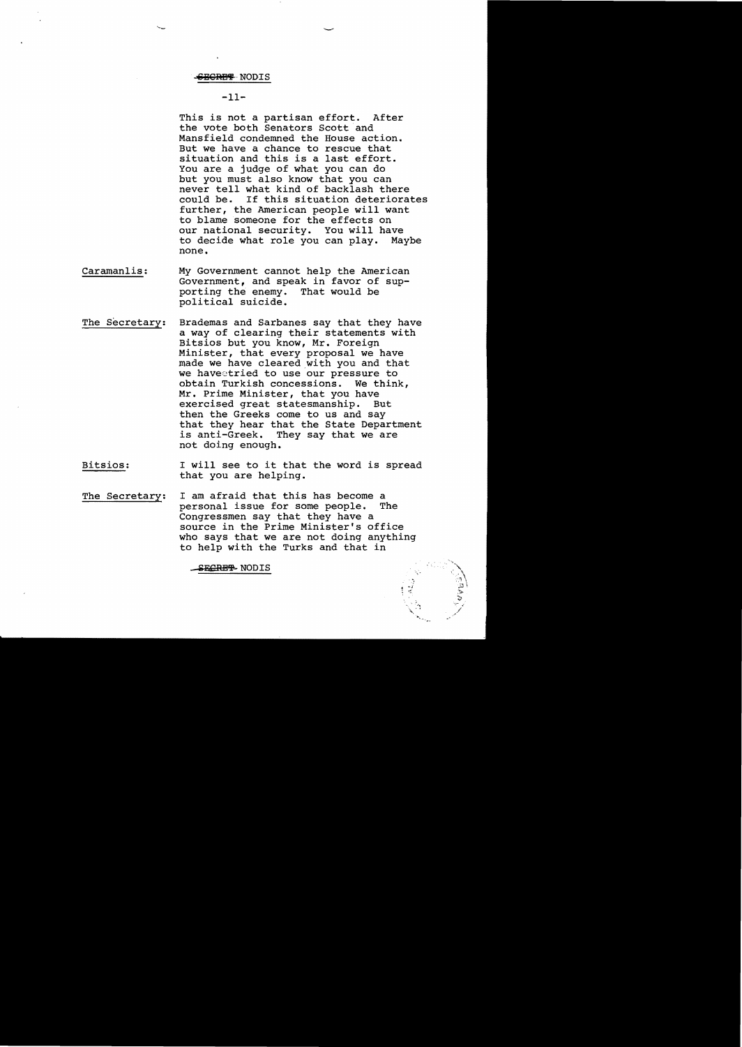This is not a partisan effort. After the vote both Senators Scott and Mansfield condemned the House action. But we have a chance to rescue that situation and this is a last effort. You are a judge of what you can do but you must also know that you can never tell what kind of backlash there could be. If this situation deteriorates further, the American people will want to blame someone for the effects on our national security. You will have to decide what role you can play. Maybe none.

Caramanlis: My Government cannot help the American Government, and speak in favor of supporting the enemy. That would be political suicide.

The Secretary: Brademas and Sarbanes say that they have a way of clearing their statements with Bitsios but you know, Mr. Foreign Minister, that every proposal we have made we have cleared with you and that we have tried to use our pressure to obtain Turkish concessions. We think, Mr. Prime Minister, that you have exercised great statesmanship. But then the Greeks come to us and say that they hear that the State Department is anti-Greek. They say that we are not doing enough.

Bitsios: I will see to it that the word is spread that you are helping.

The Secretary: I am afraid that this has become a personal issue for some people. The Congressmen say that they have a source in the Prime Minister's office who says that we are not doing anything to help with the Turks and that in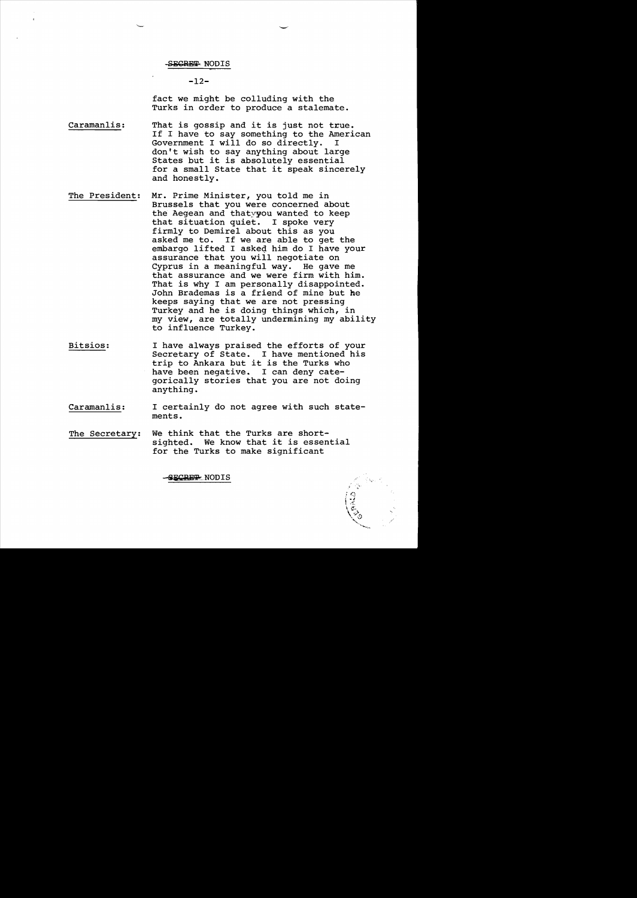SECRET NODIS

fact we might be colluding with the Turks in order to produce a stalemate.

**Caramanlis:** That is gossip and it is just not true. If I have to say something to the American Government I will do so directly. I don't wish to say anything about large States but it is absolutely essential for a small State that it speak sincerely and honestly.

**The President:** Mr. Prime Minister, you told me in Brussels that you were concerned about the Aegean and that you wanted to keep that situation quiet. I spoke very firmly to Demirel about this as you asked me to. If we are able to get the embargo lifted I asked him do I have your assurance that you will negotiate on Cyprus in a meaningful way. He gave me that assurance and we were firm with him. That is why I am personally disappointed. John Brademas is a friend of mine but he keeps saying that we are not pressing Turkey and he is doing things which, in my view, are totally undermining my ability to influence Turkey.

**Bitsios:** I have always praised the efforts of your Secretary of State. I have mentioned his trip to Ankara but it is the Turks who have been negative. I can deny categorically stories that you are not doing anything.

**Caramanlis:** I certainly do not agree with such statements.

**The Secretary:** We think that the Turks are shortsighted. We know that it is essential for the Turks to make significant

SECRET NODIS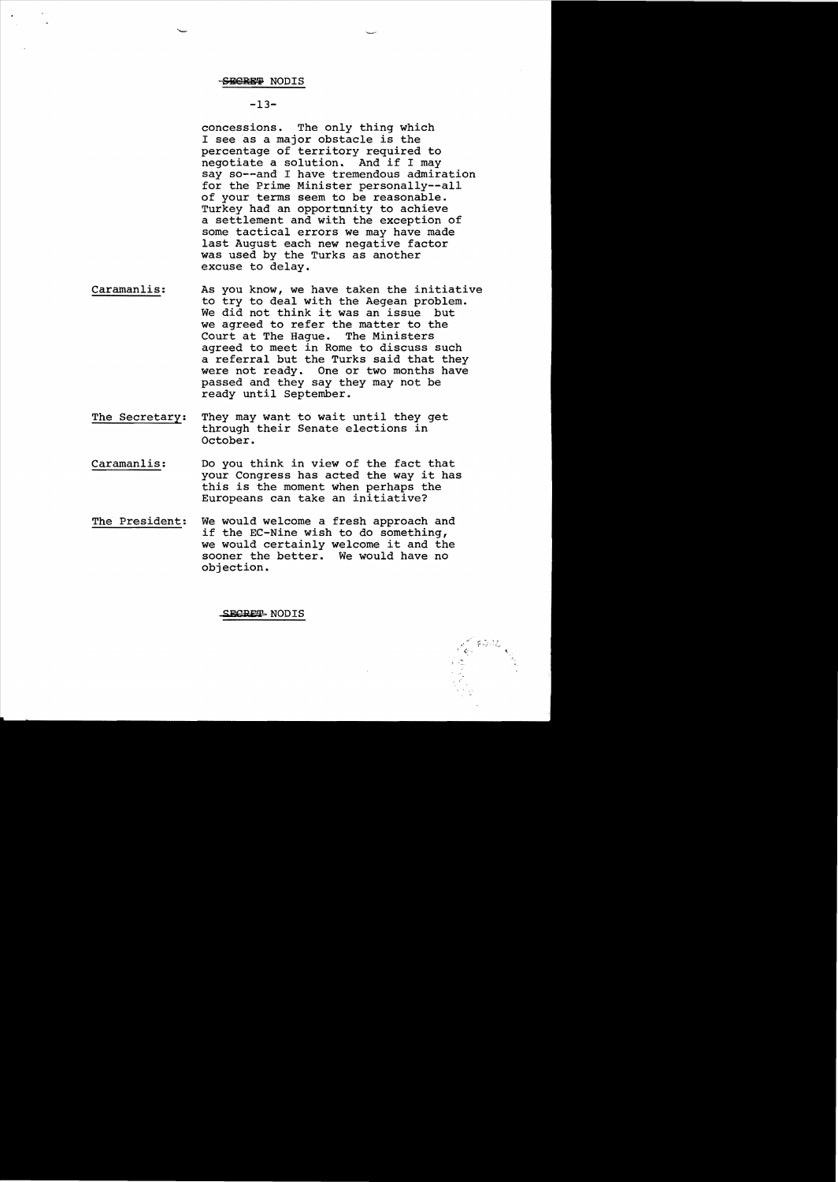SECRET NODIS

concessions. The only thing which I see as a major obstacle is the percentage of territory required to negotiate a solution. And if I may say so--and I have tremendous admiration for the Prime Minister personally--all of your terms seem to be reasonable. Turkey had an opportunity to achieve a settlement and with the exception of some tactical errors we may have made last August each new negative factor was used by the Turks as another excuse to delay.

Caramanlis: As you know, we have taken the initiative to try to deal with the Aegean problem. We did not think it was an issue but we agreed to refer the matter to the Court at The Hague. The Ministers agreed to meet in Rome to discuss such a referral but the Turks said that they were not ready. One or two months have passed and they say they may not be ready until September.

The Secretary: They may want to wait until they get through their Senate elections in October.

Caramanlis: Do you think in view of the fact that your Congress has acted the way it has this is the moment when perhaps the Europeans can take an initiative?

The President: We would welcome a fresh approach and if the EC-Nine wish to do something, we would certainly welcome it and the sooner the better. We would have no objection.

SECRET NODIS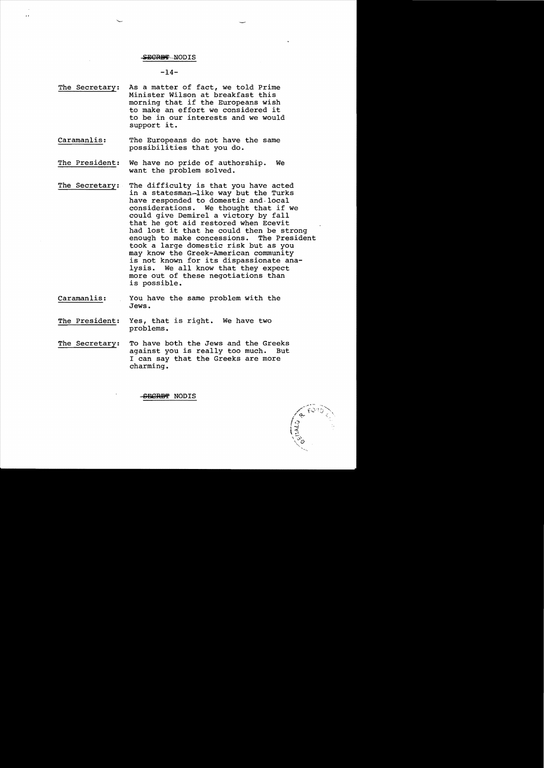SECRET NODIS

**The Secretary:** As a matter of fact, we told Prime Minister Wilson at breakfast this morning that if the Europeans wish to make an effort we considered it to be in our interests and we would support it.

**Caramanlis:** The Europeans do not have the same possibilities that you do.

**The President:** We have no pride of authorship. We want the problem solved.

**The Secretary:** The difficulty is that you have acted in a statesman-like way but the Turks have responded to domestic and local considerations. We thought that if we could give Demirel a victory by fall that he got aid restored when Ecevit had lost it that he could then be strong enough to make concessions. The President took a large domestic risk but as you may know the Greek-American community is not known for its dispassionate analysis. We all know that they expect more out of these negotiations than is possible.

**Caramanlis:** You have the same problem with the Jews.

**The President:** Yes, that is right. We have two problems.

**The Secretary:** To have both the Jews and the Greeks against you is really too much. But I can say that the Greeks are more charming.

SECRET NODIS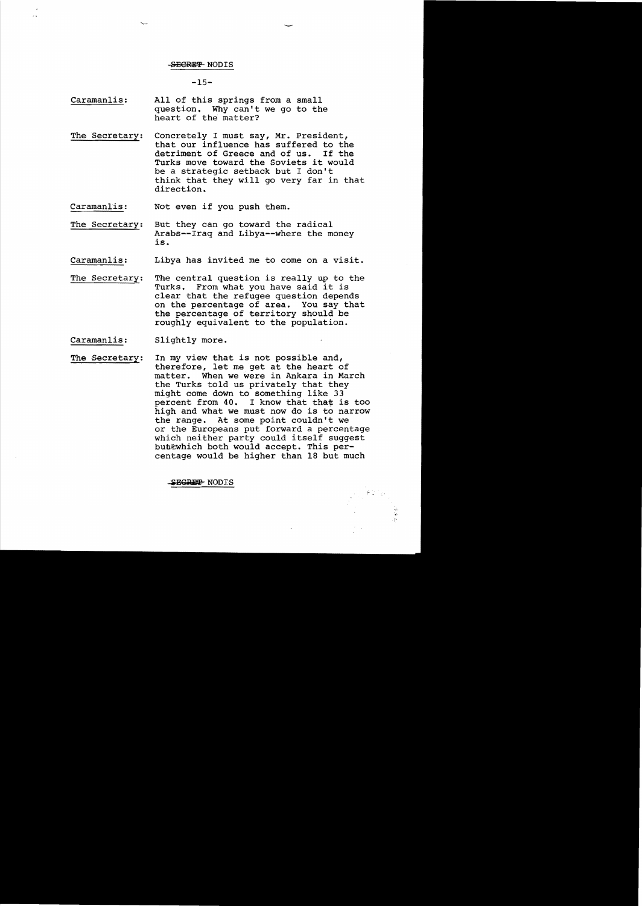SECRET NODIS

Caramanlis: All of this springs from a small question. Why can't we go to the heart of the matter?

The Secretary: Concretely I must say, Mr. President, that our influence has suffered to the detriment of Greece and of us. If the Turks move toward the Soviets it would be a strategic setback but I don't think that they will go very far in that direction.

Caramanlis: Not even if you push them.

The Secretary: But they can go toward the radical Arabs--Iraq and Libya--where the money is.

Caramanlis: Libya has invited me to come on a visit.

The Secretary: The central question is really up to the Turks. From what you have said it is clear that the refugee question depends on the percentage of area. You say that the percentage of territory should be roughly equivalent to the population.

Caramanlis: Slightly more.

The Secretary: In my view that is not possible and, therefore, let me get at the heart of matter. When we were in Ankara in March the Turks told us privately that they might come down to something like 33 percent from 40. I know that that is too high and what we must now do is to narrow the range. At some point couldn't we or the Europeans put forward a percentage which neither party could itself suggest but which both would accept. This percentage would be higher than 18 but much

SECRET NODIS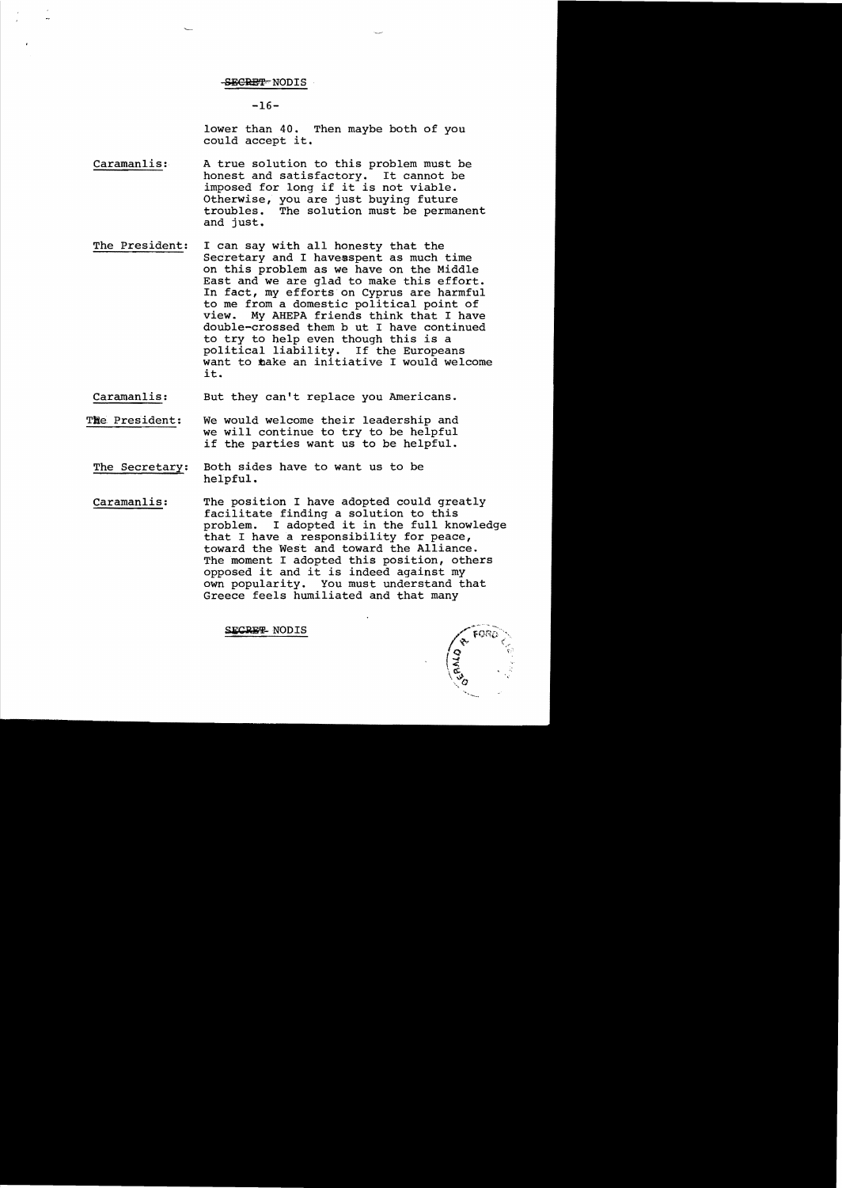lower than 40. Then maybe both of you could accept it.

**Caramanlis:** A true solution to this problem must be honest and satisfactory. It cannot be imposed for long if it is not viable. Otherwise, you are just buying future troubles. The solution must be permanent and just.

**The President:** I can say with all honesty that the Secretary and I havesspent as much time on this problem as we have on the Middle East and we are glad to make this effort. In fact, my efforts on Cyprus are harmful to me from a domestic political point of view. My AHEPA friends think that I have double-crossed them b ut I have continued to try to help even though this is a political liability. If the Europeans want to take an initiative I would welcome it.

**Caramanlis:** But they can't replace you Americans.

**The President:** We would welcome their leadership and we will continue to try to be helpful if the parties want us to be helpful.

**The Secretary:** Both sides have to want us to be helpful.

**Caramanlis:** The position I have adopted could greatly facilitate finding a solution to this problem. I adopted it in the full knowledge that I have a responsibility for peace, toward the West and toward the Alliance. The moment I adopted this position, others opposed it and it is indeed against my own popularity. You must understand that Greece feels humiliated and that many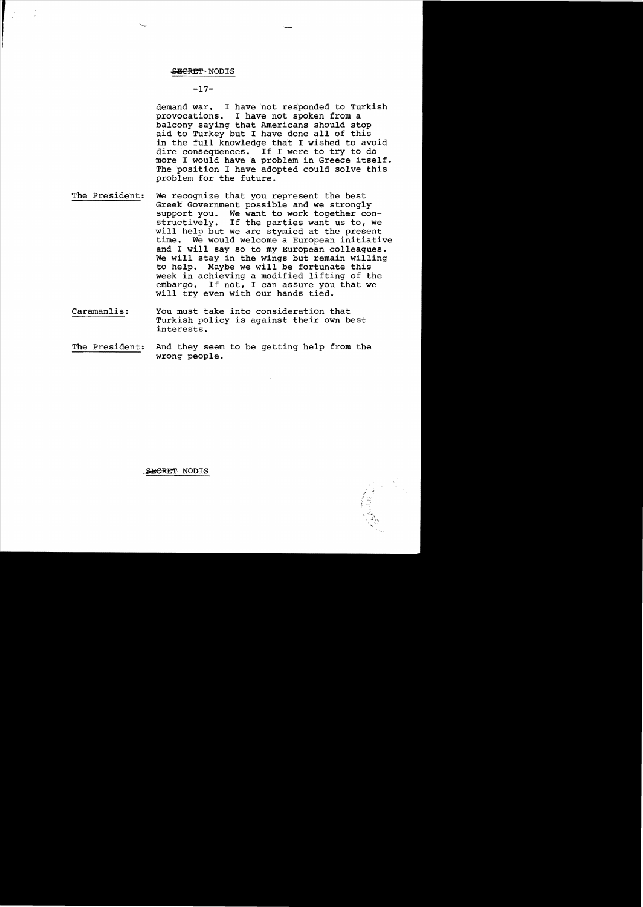SECRET NODIS

demand war. I have not responded to Turkish provocations. I have not spoken from a balcony saying that Americans should stop aid to Turkey but I have done all of this in the full knowledge that I wished to avoid dire consequences. If I were to try to do more I would have a problem in Greece itself. The position I have adopted could solve this problem for the future.

The President: We recognize that you represent the best Greek Government possible and we strongly support you. We want to work together constructively. If the parties want us to, we will help but we are stymied at the present time. We would welcome a European initiative and I will say so to my European colleagues. We will stay in the wings but remain willing to help. Maybe we will be fortunate this week in achieving a modified lifting of the embargo. If not, I can assure you that we will try even with our hands tied.

Caramanlis: You must take into consideration that Turkish policy is against their own best interests.

The President: And they seem to be getting help from the wrong people.

SECRET NODIS